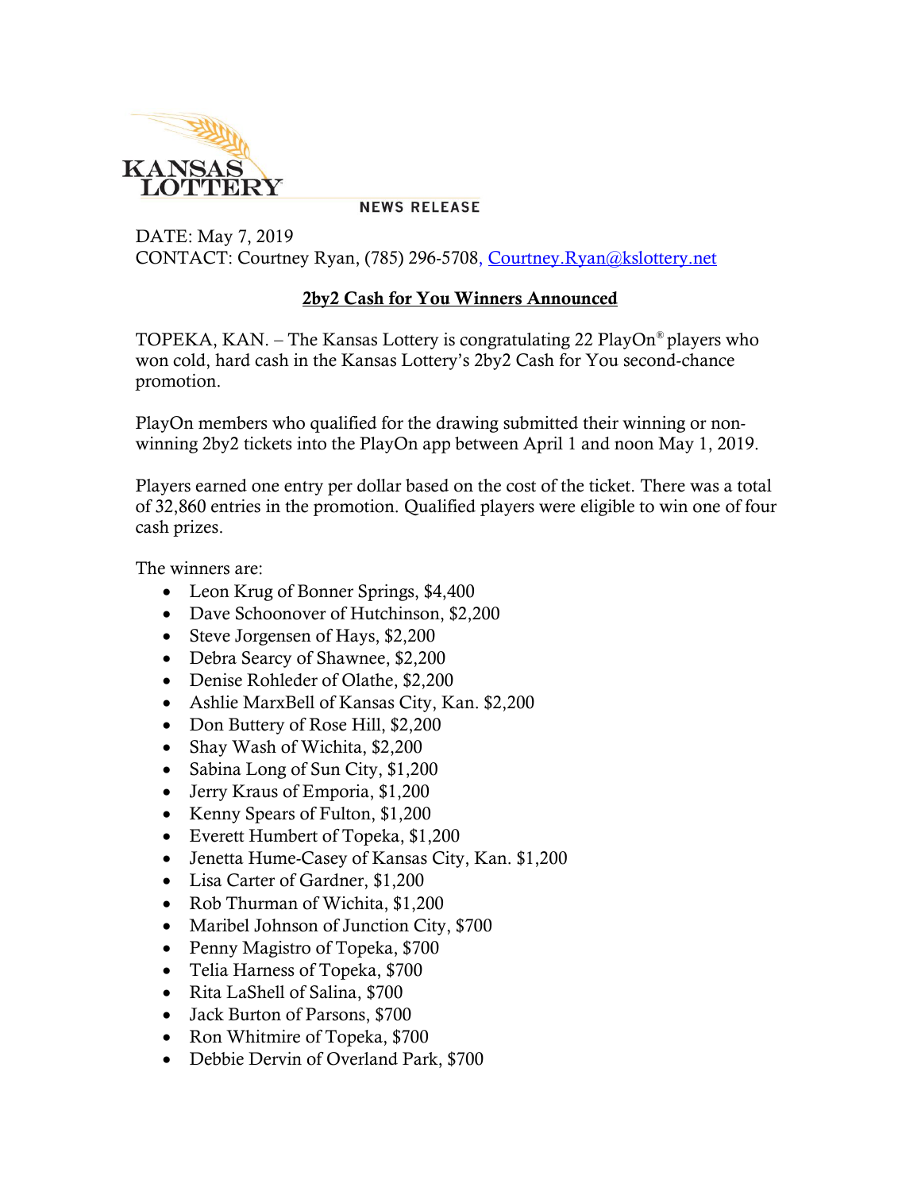KANSAS LOTTERY

NEWS RELEASE

DATE: May 7, 2019
CONTACT: Courtney Ryan, (785) 296-5708, Courtney.Ryan@kslottery.net

## **2by2 Cash for You Winners Announced**

TOPEKA, KAN. – The Kansas Lottery is congratulating 22 PlayOn® players who won cold, hard cash in the Kansas Lottery's 2by2 Cash for You second-chance promotion.

PlayOn members who qualified for the drawing submitted their winning or non-winning 2by2 tickets into the PlayOn app between April 1 and noon May 1, 2019.

Players earned one entry per dollar based on the cost of the ticket. There was a total of 32,860 entries in the promotion. Qualified players were eligible to win one of four cash prizes.

The winners are:

- Leon Krug of Bonner Springs, $4,400
- Dave Schoonover of Hutchinson, $2,200
- Steve Jorgensen of Hays, $2,200
- Debra Searcy of Shawnee, $2,200
- Denise Rohleder of Olathe, $2,200
- Ashlie MarxBell of Kansas City, Kan. $2,200
- Don Buttery of Rose Hill, $2,200
- Shay Wash of Wichita, $2,200
- Sabina Long of Sun City, $1,200
- Jerry Kraus of Emporia, $1,200
- Kenny Spears of Fulton, $1,200
- Everett Humbert of Topeka, $1,200
- Jenetta Hume-Casey of Kansas City, Kan. $1,200
- Lisa Carter of Gardner, $1,200
- Rob Thurman of Wichita, $1,200
- Maribel Johnson of Junction City, $700
- Penny Magistro of Topeka, $700
- Telia Harness of Topeka, $700
- Rita LaShell of Salina, $700
- Jack Burton of Parsons, $700
- Ron Whitmire of Topeka, $700
- Debbie Dervin of Overland Park, $700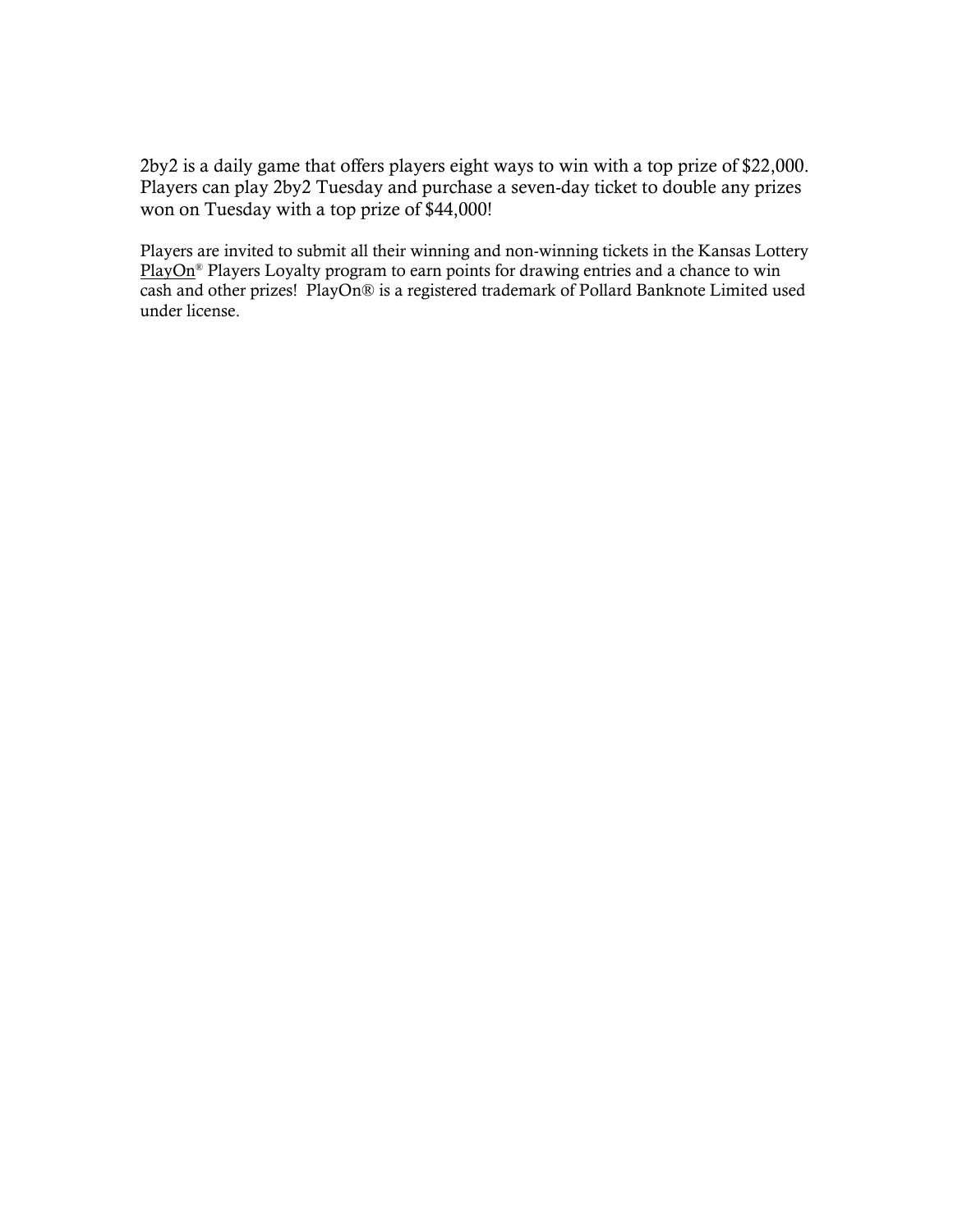2by2 is a daily game that offers players eight ways to win with a top prize of $22,000. Players can play 2by2 Tuesday and purchase a seven-day ticket to double any prizes won on Tuesday with a top prize of $44,000!

Players are invited to submit all their winning and non-winning tickets in the Kansas Lottery PlayOn® Players Loyalty program to earn points for drawing entries and a chance to win cash and other prizes! PlayOn® is a registered trademark of Pollard Banknote Limited used under license.